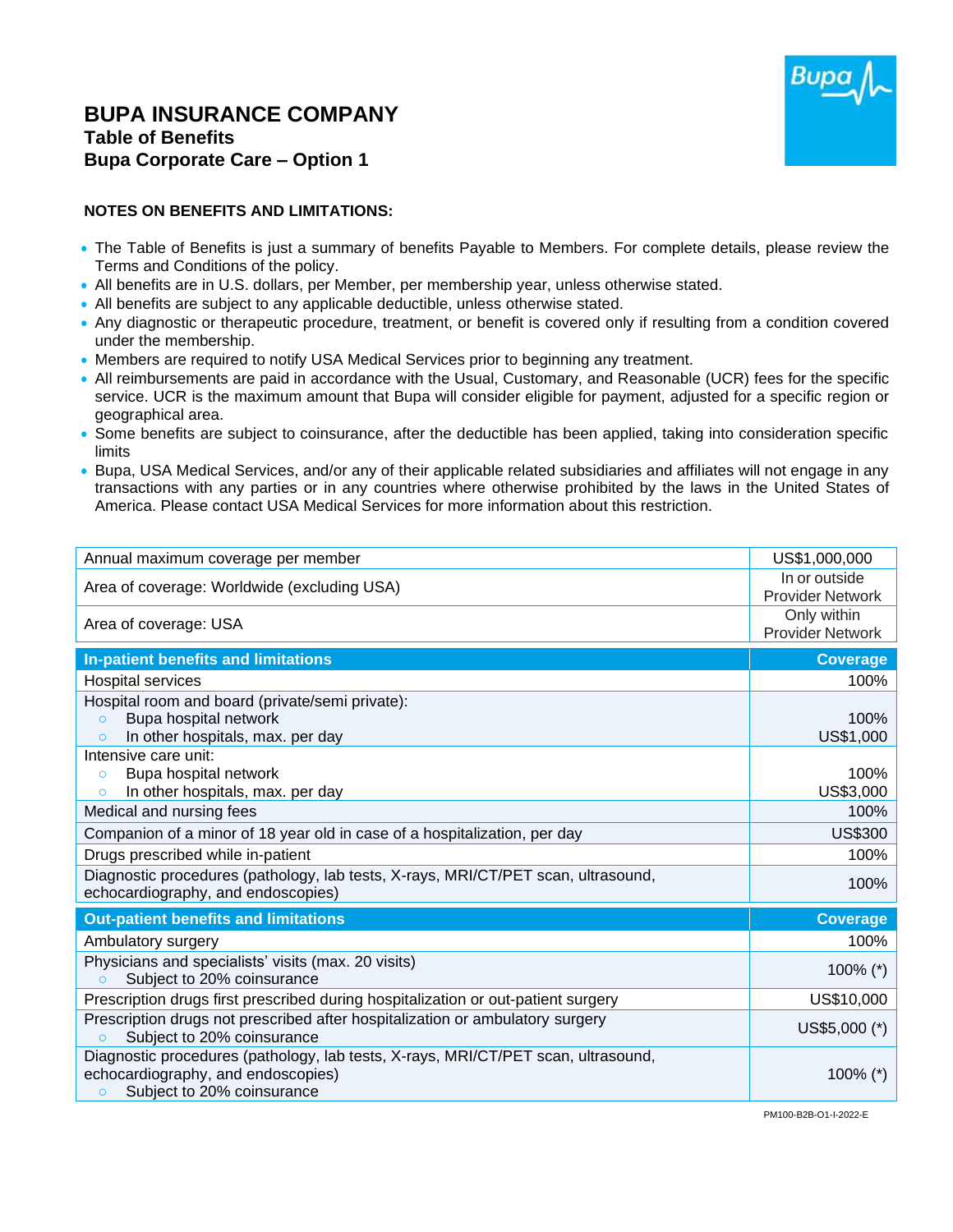# BUPA INSURANCE COMPANY

## Table of Benefits

## Bupa Corporate Care – Option 1

**NOTES ON BENEFITS AND LIMITATIONS:**

- The Table of Benefits is just a summary of benefits Payable to Members. For complete details, please review the Terms and Conditions of the policy.
- All benefits are in U.S. dollars, per Member, per membership year, unless otherwise stated.
- All benefits are subject to any applicable deductible, unless otherwise stated.
- Any diagnostic or therapeutic procedure, treatment, or benefit is covered only if resulting from a condition covered under the membership.
- Members are required to notify USA Medical Services prior to beginning any treatment.
- All reimbursements are paid in accordance with the Usual, Customary, and Reasonable (UCR) fees for the specific service. UCR is the maximum amount that Bupa will consider eligible for payment, adjusted for a specific region or geographical area.
- Some benefits are subject to coinsurance, after the deductible has been applied, taking into consideration specific limits
- Bupa, USA Medical Services, and/or any of their applicable related subsidiaries and affiliates will not engage in any transactions with any parties or in any countries where otherwise prohibited by the laws in the United States of America. Please contact USA Medical Services for more information about this restriction.

| | |
|---|---|
| Annual maximum coverage per member | US$1,000,000 |
| Area of coverage: Worldwide (excluding USA) | In or outside Provider Network |
| Area of coverage: USA | Only within Provider Network |

| In-patient benefits and limitations | Coverage |
|---|---|
| Hospital services | 100% |
| Hospital room and board (private/semi private):<br>○ Bupa hospital network<br>○ In other hospitals, max. per day | <br>100%<br>US$1,000 |
| Intensive care unit:<br>○ Bupa hospital network<br>○ In other hospitals, max. per day | <br>100%<br>US$3,000 |
| Medical and nursing fees | 100% |
| Companion of a minor of 18 year old in case of a hospitalization, per day | US$300 |
| Drugs prescribed while in-patient | 100% |
| Diagnostic procedures (pathology, lab tests, X-rays, MRI/CT/PET scan, ultrasound, echocardiography, and endoscopies) | 100% |

| Out-patient benefits and limitations | Coverage |
|---|---|
| Ambulatory surgery | 100% |
| Physicians and specialists' visits (max. 20 visits)<br>○ Subject to 20% coinsurance | 100% (*) |
| Prescription drugs first prescribed during hospitalization or out-patient surgery | US$10,000 |
| Prescription drugs not prescribed after hospitalization or ambulatory surgery<br>○ Subject to 20% coinsurance | US$5,000 (*) |
| Diagnostic procedures (pathology, lab tests, X-rays, MRI/CT/PET scan, ultrasound, echocardiography, and endoscopies)<br>○ Subject to 20% coinsurance | 100% (*) |

PM100-B2B-O1-I-2022-E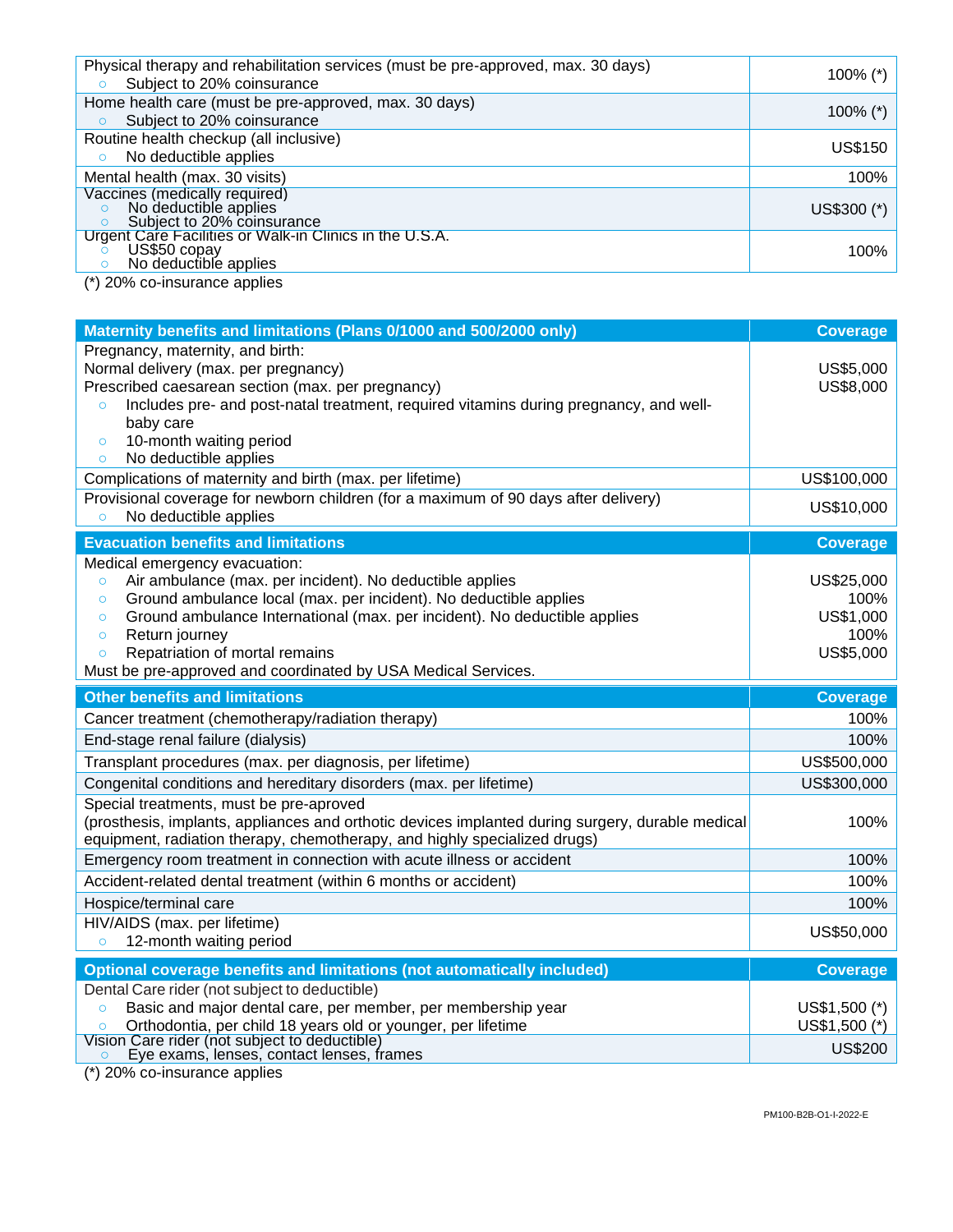| | |
|---|---|
| Physical therapy and rehabilitation services (must be pre-approved, max. 30 days)<br>○ Subject to 20% coinsurance | 100% (*) |
| Home health care (must be pre-approved, max. 30 days)<br>○ Subject to 20% coinsurance | 100% (*) |
| Routine health checkup (all inclusive)<br>○ No deductible applies | US$150 |
| Mental health (max. 30 visits) | 100% |
| Vaccines (medically required)<br>○ No deductible applies<br>○ Subject to 20% coinsurance | US$300 (*) |
| Urgent Care Facilities or Walk-in Clinics in the U.S.A.<br>○ US$50 copay<br>○ No deductible applies | 100% |

(*) 20% co-insurance applies

| Maternity benefits and limitations (Plans 0/1000 and 500/2000 only) | Coverage |
|---|---|
| Pregnancy, maternity, and birth:<br>Normal delivery (max. per pregnancy)<br>Prescribed caesarean section (max. per pregnancy)<br>○ Includes pre- and post-natal treatment, required vitamins during pregnancy, and well-baby care<br>○ 10-month waiting period<br>○ No deductible applies | <br>US$5,000<br>US$8,000 |
| Complications of maternity and birth (max. per lifetime) | US$100,000 |
| Provisional coverage for newborn children (for a maximum of 90 days after delivery)<br>○ No deductible applies | US$10,000 |

| Evacuation benefits and limitations | Coverage |
|---|---|
| Medical emergency evacuation:<br>○ Air ambulance (max. per incident). No deductible applies<br>○ Ground ambulance local (max. per incident). No deductible applies<br>○ Ground ambulance International (max. per incident). No deductible applies<br>○ Return journey<br>○ Repatriation of mortal remains<br>Must be pre-approved and coordinated by USA Medical Services. | <br>US$25,000<br>100%<br>US$1,000<br>100%<br>US$5,000 |

| Other benefits and limitations | Coverage |
|---|---|
| Cancer treatment (chemotherapy/radiation therapy) | 100% |
| End-stage renal failure (dialysis) | 100% |
| Transplant procedures (max. per diagnosis, per lifetime) | US$500,000 |
| Congenital conditions and hereditary disorders (max. per lifetime) | US$300,000 |
| Special treatments, must be pre-aproved<br>(prosthesis, implants, appliances and orthotic devices implanted during surgery, durable medical equipment, radiation therapy, chemotherapy, and highly specialized drugs) | 100% |
| Emergency room treatment in connection with acute illness or accident | 100% |
| Accident-related dental treatment (within 6 months or accident) | 100% |
| Hospice/terminal care | 100% |
| HIV/AIDS (max. per lifetime)<br>○ 12-month waiting period | US$50,000 |

| Optional coverage benefits and limitations (not automatically included) | Coverage |
|---|---|
| Dental Care rider (not subject to deductible)<br>○ Basic and major dental care, per member, per membership year<br>○ Orthodontia, per child 18 years old or younger, per lifetime | <br>US$1,500 (*)<br>US$1,500 (*) |
| Vision Care rider (not subject to deductible)<br>○ Eye exams, lenses, contact lenses, frames | US$200 |

(*) 20% co-insurance applies

PM100-B2B-O1-I-2022-E